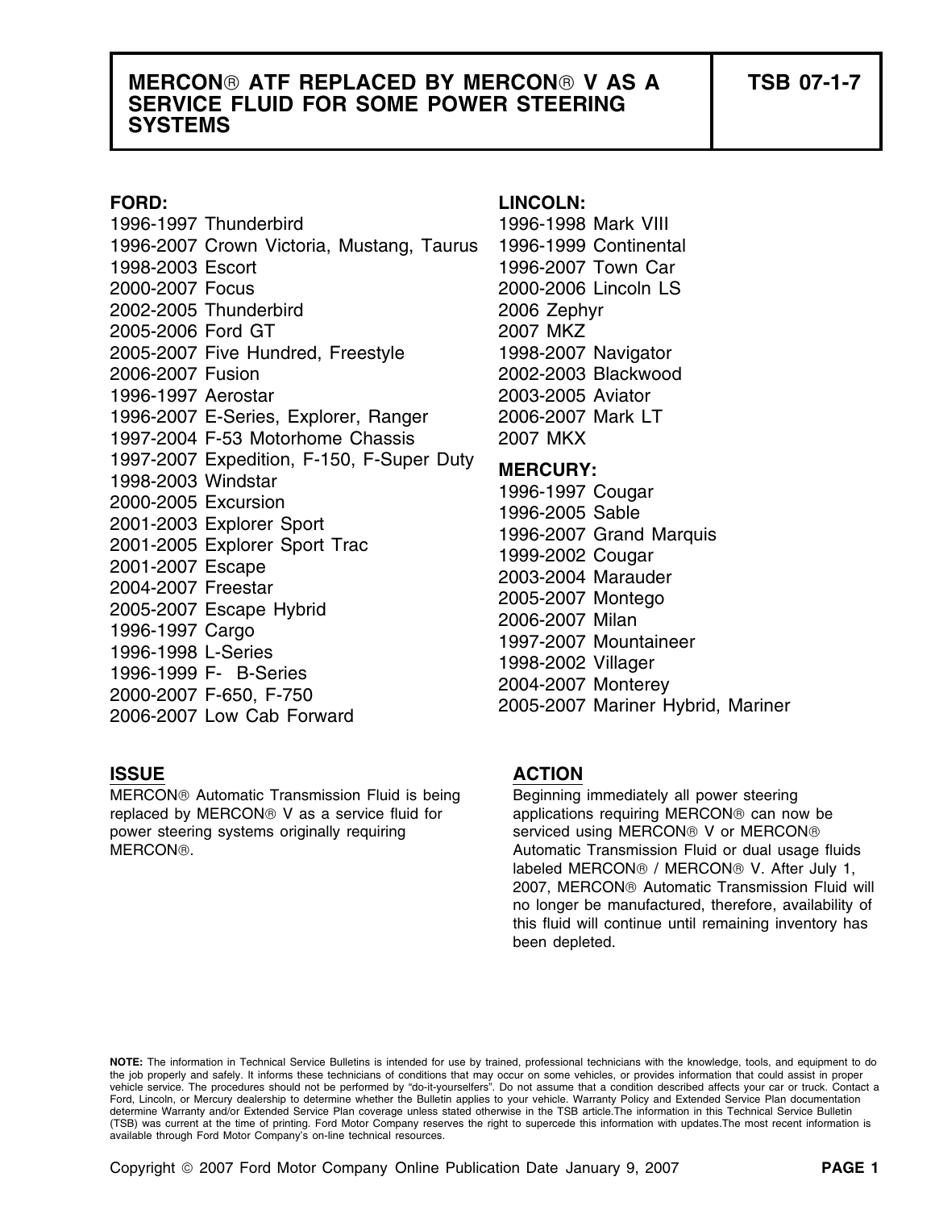# MERCON® ATF REPLACED BY MERCON® V AS A SERVICE FLUID FOR SOME POWER STEERING SYSTEMS

**TSB 07-1-7**

**FORD:**

1996-1997 Thunderbird
1996-2007 Crown Victoria, Mustang, Taurus
1998-2003 Escort
2000-2007 Focus
2002-2005 Thunderbird
2005-2006 Ford GT
2005-2007 Five Hundred, Freestyle
2006-2007 Fusion
1996-1997 Aerostar
1996-2007 E-Series, Explorer, Ranger
1997-2004 F-53 Motorhome Chassis
1997-2007 Expedition, F-150, F-Super Duty
1998-2003 Windstar
2000-2005 Excursion
2001-2003 Explorer Sport
2001-2005 Explorer Sport Trac
2001-2007 Escape
2004-2007 Freestar
2005-2007 Escape Hybrid
1996-1997 Cargo
1996-1998 L-Series
1996-1999 F- B-Series
2000-2007 F-650, F-750
2006-2007 Low Cab Forward

**LINCOLN:**

1996-1998 Mark VIII
1996-1999 Continental
1996-2007 Town Car
2000-2006 Lincoln LS
2006 Zephyr
2007 MKZ
1998-2007 Navigator
2002-2003 Blackwood
2003-2005 Aviator
2006-2007 Mark LT
2007 MKX

**MERCURY:**

1996-1997 Cougar
1996-2005 Sable
1996-2007 Grand Marquis
1999-2002 Cougar
2003-2004 Marauder
2005-2007 Montego
2006-2007 Milan
1997-2007 Mountaineer
1998-2002 Villager
2004-2007 Monterey
2005-2007 Mariner Hybrid, Mariner

## ISSUE

MERCON® Automatic Transmission Fluid is being replaced by MERCON® V as a service fluid for power steering systems originally requiring MERCON®.

## ACTION

Beginning immediately all power steering applications requiring MERCON® can now be serviced using MERCON® V or MERCON® Automatic Transmission Fluid or dual usage fluids labeled MERCON® / MERCON® V. After July 1, 2007, MERCON® Automatic Transmission Fluid will no longer be manufactured, therefore, availability of this fluid will continue until remaining inventory has been depleted.

**NOTE:** The information in Technical Service Bulletins is intended for use by trained, professional technicians with the knowledge, tools, and equipment to do the job properly and safely. It informs these technicians of conditions that may occur on some vehicles, or provides information that could assist in proper vehicle service. The procedures should not be performed by "do-it-yourselfers". Do not assume that a condition described affects your car or truck. Contact a Ford, Lincoln, or Mercury dealership to determine whether the Bulletin applies to your vehicle. Warranty Policy and Extended Service Plan documentation determine Warranty and/or Extended Service Plan coverage unless stated otherwise in the TSB article.The information in this Technical Service Bulletin (TSB) was current at the time of printing. Ford Motor Company reserves the right to supercede this information with updates.The most recent information is available through Ford Motor Company's on-line technical resources.

Copyright © 2007 Ford Motor Company Online Publication Date January 9, 2007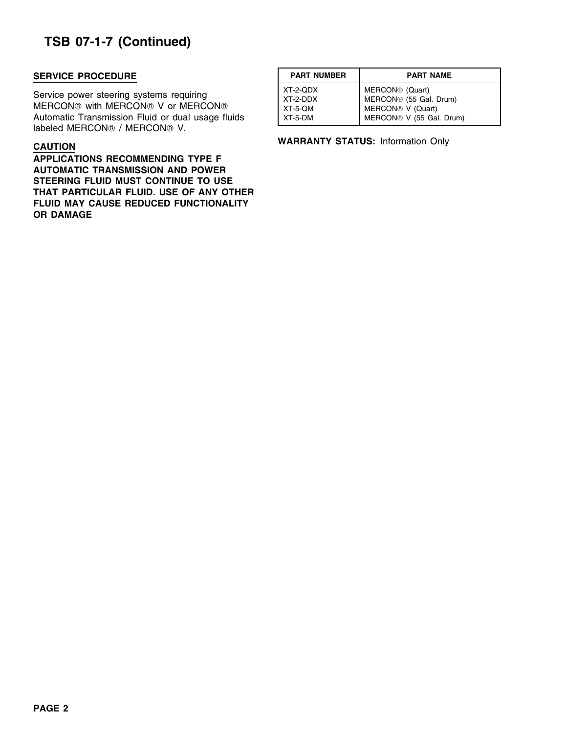# TSB 07-1-7 (Continued)

## SERVICE PROCEDURE

Service power steering systems requiring MERCON® with MERCON® V or MERCON® Automatic Transmission Fluid or dual usage fluids labeled MERCON® / MERCON® V.

**CAUTION**

**APPLICATIONS RECOMMENDING TYPE F AUTOMATIC TRANSMISSION AND POWER STEERING FLUID MUST CONTINUE TO USE THAT PARTICULAR FLUID. USE OF ANY OTHER FLUID MAY CAUSE REDUCED FUNCTIONALITY OR DAMAGE**

| PART NUMBER | PART NAME |
|---|---|
| XT-2-QDX | MERCON® (Quart) |
| XT-2-DDX | MERCON® (55 Gal. Drum) |
| XT-5-QM | MERCON® V (Quart) |
| XT-5-DM | MERCON® V (55 Gal. Drum) |

**WARRANTY STATUS:** Information Only